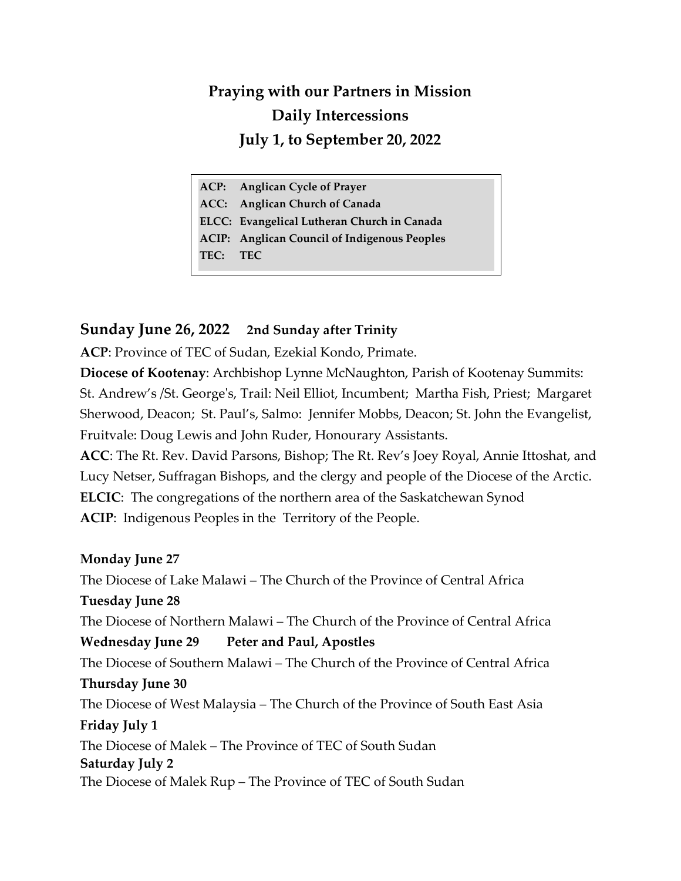# Praying with our Partners in Mission

## Daily Intercessions

## July 1, to September 20, 2022

| | |
|---|---|
| **ACP:** | **Anglican Cycle of Prayer** |
| **ACC:** | **Anglican Church of Canada** |
| **ELCC:** | **Evangelical Lutheran Church in Canada** |
| **ACIP:** | **Anglican Council of Indigenous Peoples** |
| **TEC:** | **TEC** |

## Sunday June 26, 2022 **2nd Sunday after Trinity**

**ACP**: Province of TEC of Sudan, Ezekial Kondo, Primate.

**Diocese of Kootenay**: Archbishop Lynne McNaughton, Parish of Kootenay Summits: St. Andrew's /St. George's, Trail: Neil Elliot, Incumbent; Martha Fish, Priest; Margaret Sherwood, Deacon; St. Paul's, Salmo: Jennifer Mobbs, Deacon; St. John the Evangelist, Fruitvale: Doug Lewis and John Ruder, Honourary Assistants.

**ACC**: The Rt. Rev. David Parsons, Bishop; The Rt. Rev's Joey Royal, Annie Ittoshat, and Lucy Netser, Suffragan Bishops, and the clergy and people of the Diocese of the Arctic.

**ELCIC**: The congregations of the northern area of the Saskatchewan Synod

**ACIP**: Indigenous Peoples in the Territory of the People.

**Monday June 27**

The Diocese of Lake Malawi – The Church of the Province of Central Africa

**Tuesday June 28**

The Diocese of Northern Malawi – The Church of the Province of Central Africa

**Wednesday June 29 Peter and Paul, Apostles**

The Diocese of Southern Malawi – The Church of the Province of Central Africa

**Thursday June 30**

The Diocese of West Malaysia – The Church of the Province of South East Asia

**Friday July 1**

The Diocese of Malek – The Province of TEC of South Sudan

**Saturday July 2**

The Diocese of Malek Rup – The Province of TEC of South Sudan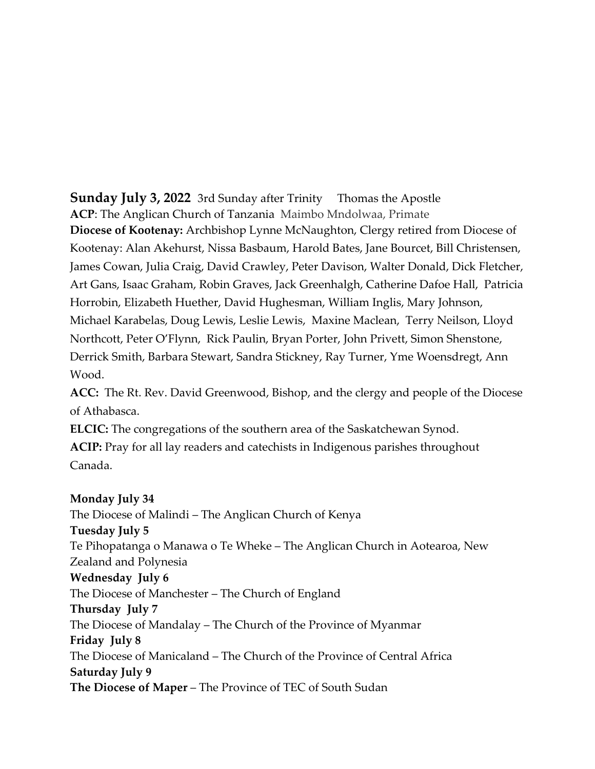**Sunday July 3, 2022** 3rd Sunday after Trinity Thomas the Apostle

**ACP**: The Anglican Church of Tanzania Maimbo Mndolwaa, Primate

**Diocese of Kootenay:** Archbishop Lynne McNaughton, Clergy retired from Diocese of Kootenay: Alan Akehurst, Nissa Basbaum, Harold Bates, Jane Bourcet, Bill Christensen, James Cowan, Julia Craig, David Crawley, Peter Davison, Walter Donald, Dick Fletcher, Art Gans, Isaac Graham, Robin Graves, Jack Greenhalgh, Catherine Dafoe Hall, Patricia Horrobin, Elizabeth Huether, David Hughesman, William Inglis, Mary Johnson, Michael Karabelas, Doug Lewis, Leslie Lewis, Maxine Maclean, Terry Neilson, Lloyd Northcott, Peter O'Flynn, Rick Paulin, Bryan Porter, John Privett, Simon Shenstone, Derrick Smith, Barbara Stewart, Sandra Stickney, Ray Turner, Yme Woensdregt, Ann Wood.

**ACC:** The Rt. Rev. David Greenwood, Bishop, and the clergy and people of the Diocese of Athabasca.

**ELCIC:** The congregations of the southern area of the Saskatchewan Synod.

**ACIP:** Pray for all lay readers and catechists in Indigenous parishes throughout Canada.

**Monday July 34**
The Diocese of Malindi – The Anglican Church of Kenya

**Tuesday July 5**
Te Pihopatanga o Manawa o Te Wheke – The Anglican Church in Aotearoa, New Zealand and Polynesia

**Wednesday July 6**
The Diocese of Manchester – The Church of England

**Thursday July 7**
The Diocese of Mandalay – The Church of the Province of Myanmar

**Friday July 8**
The Diocese of Manicaland – The Church of the Province of Central Africa

**Saturday July 9**
**The Diocese of Maper** – The Province of TEC of South Sudan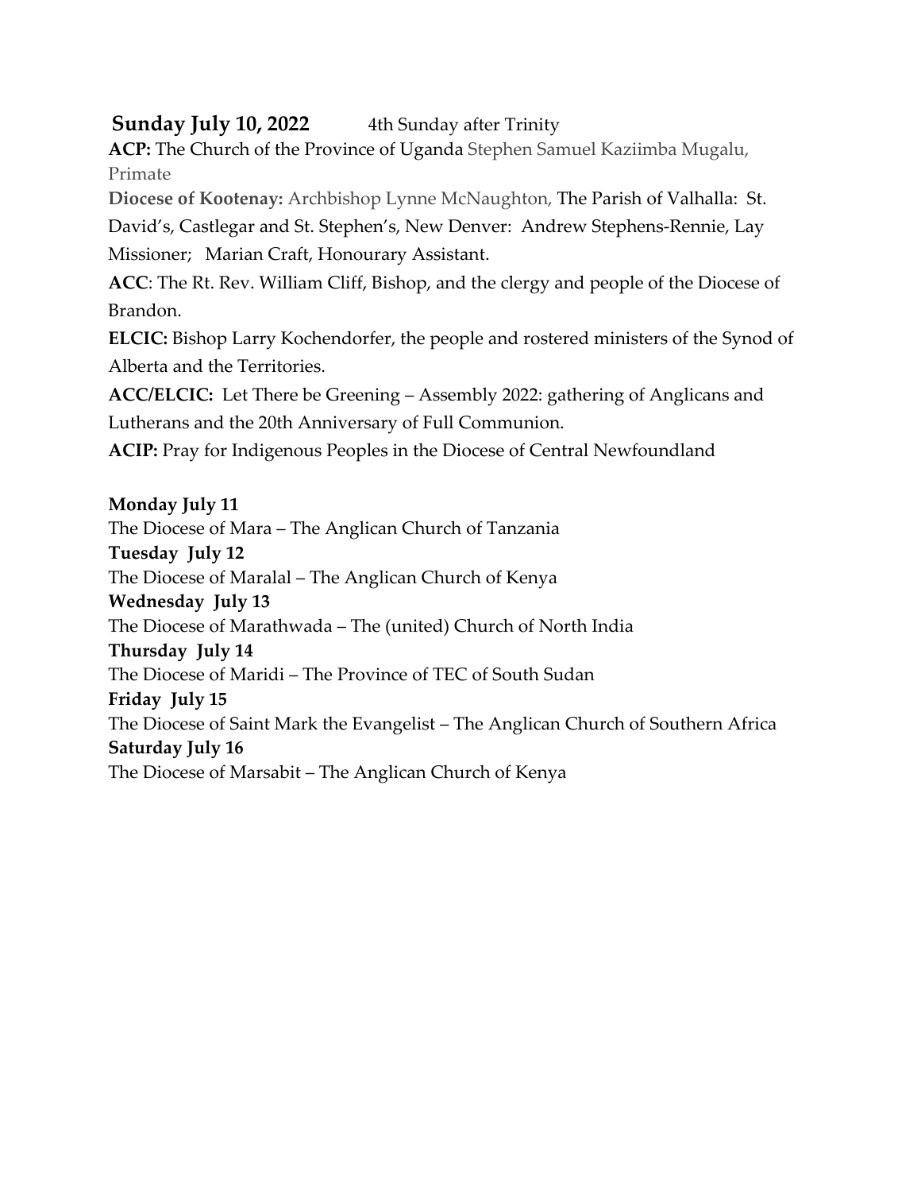**Sunday July 10, 2022** 4th Sunday after Trinity

**ACP:** The Church of the Province of Uganda Stephen Samuel Kaziimba Mugalu, Primate

**Diocese of Kootenay:** Archbishop Lynne McNaughton, The Parish of Valhalla: St. David's, Castlegar and St. Stephen's, New Denver: Andrew Stephens-Rennie, Lay Missioner; Marian Craft, Honourary Assistant.

**ACC**: The Rt. Rev. William Cliff, Bishop, and the clergy and people of the Diocese of Brandon.

**ELCIC:** Bishop Larry Kochendorfer, the people and rostered ministers of the Synod of Alberta and the Territories.

**ACC/ELCIC:** Let There be Greening – Assembly 2022: gathering of Anglicans and Lutherans and the 20th Anniversary of Full Communion.

**ACIP:** Pray for Indigenous Peoples in the Diocese of Central Newfoundland

**Monday July 11**
The Diocese of Mara – The Anglican Church of Tanzania

**Tuesday July 12**
The Diocese of Maralal – The Anglican Church of Kenya

**Wednesday July 13**
The Diocese of Marathwada – The (united) Church of North India

**Thursday July 14**
The Diocese of Maridi – The Province of TEC of South Sudan

**Friday July 15**
The Diocese of Saint Mark the Evangelist – The Anglican Church of Southern Africa

**Saturday July 16**
The Diocese of Marsabit – The Anglican Church of Kenya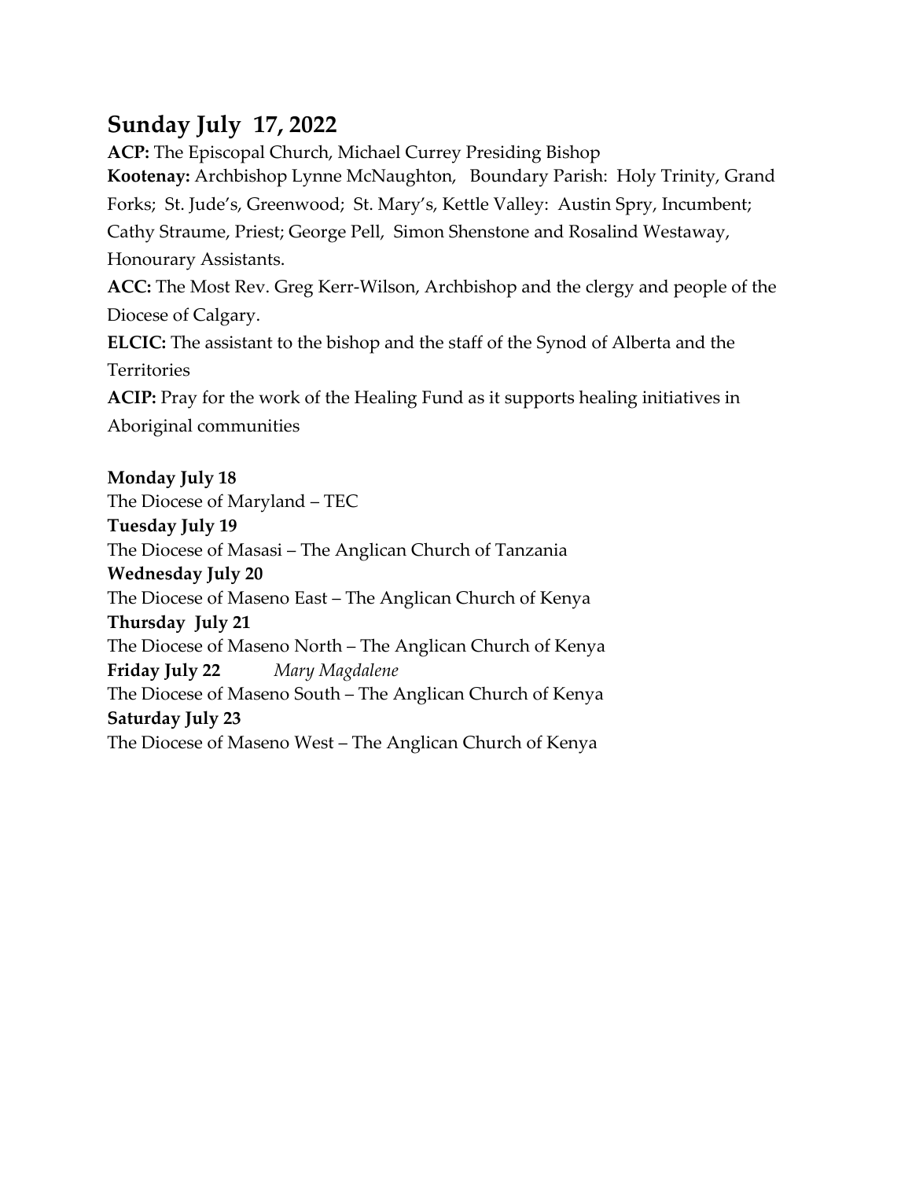## Sunday July 17, 2022

**ACP:** The Episcopal Church, Michael Currey Presiding Bishop
**Kootenay:** Archbishop Lynne McNaughton, Boundary Parish: Holy Trinity, Grand Forks; St. Jude's, Greenwood; St. Mary's, Kettle Valley: Austin Spry, Incumbent; Cathy Straume, Priest; George Pell, Simon Shenstone and Rosalind Westaway, Honourary Assistants.
**ACC:** The Most Rev. Greg Kerr-Wilson, Archbishop and the clergy and people of the Diocese of Calgary.
**ELCIC:** The assistant to the bishop and the staff of the Synod of Alberta and the Territories
**ACIP:** Pray for the work of the Healing Fund as it supports healing initiatives in Aboriginal communities

**Monday July 18**
The Diocese of Maryland – TEC
**Tuesday July 19**
The Diocese of Masasi – The Anglican Church of Tanzania
**Wednesday July 20**
The Diocese of Maseno East – The Anglican Church of Kenya
**Thursday July 21**
The Diocese of Maseno North – The Anglican Church of Kenya
**Friday July 22** *Mary Magdalene*
The Diocese of Maseno South – The Anglican Church of Kenya
**Saturday July 23**
The Diocese of Maseno West – The Anglican Church of Kenya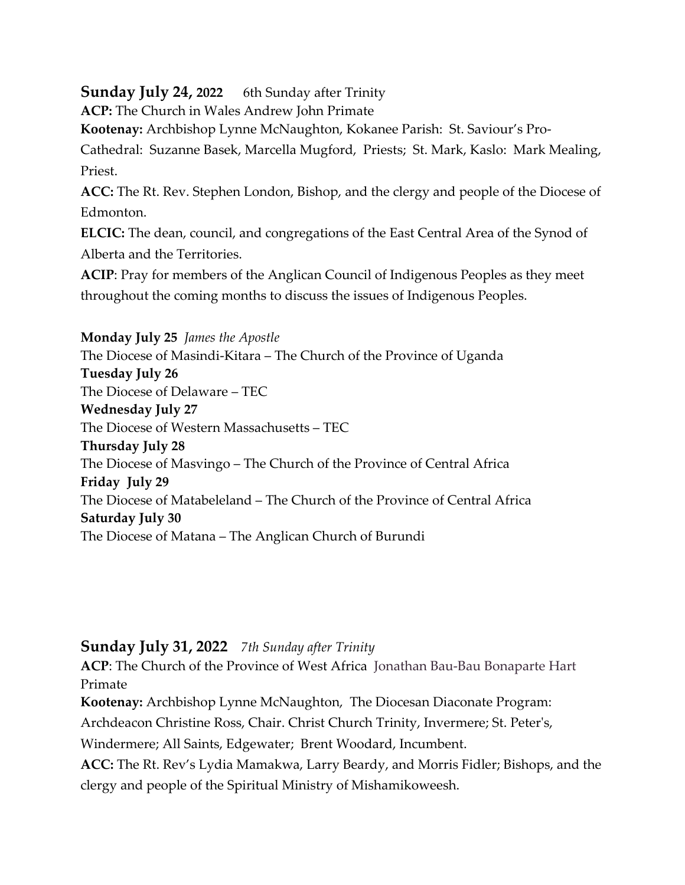**Sunday July 24, 2022** 6th Sunday after Trinity

**ACP:** The Church in Wales Andrew John Primate

**Kootenay:** Archbishop Lynne McNaughton, Kokanee Parish: St. Saviour's Pro-Cathedral: Suzanne Basek, Marcella Mugford, Priests; St. Mark, Kaslo: Mark Mealing, Priest.

**ACC:** The Rt. Rev. Stephen London, Bishop, and the clergy and people of the Diocese of Edmonton.

**ELCIC:** The dean, council, and congregations of the East Central Area of the Synod of Alberta and the Territories.

**ACIP**: Pray for members of the Anglican Council of Indigenous Peoples as they meet throughout the coming months to discuss the issues of Indigenous Peoples.

**Monday July 25** *James the Apostle*
The Diocese of Masindi-Kitara – The Church of the Province of Uganda

**Tuesday July 26**
The Diocese of Delaware – TEC

**Wednesday July 27**
The Diocese of Western Massachusetts – TEC

**Thursday July 28**
The Diocese of Masvingo – The Church of the Province of Central Africa

**Friday July 29**
The Diocese of Matabeleland – The Church of the Province of Central Africa

**Saturday July 30**
The Diocese of Matana – The Anglican Church of Burundi

**Sunday July 31, 2022** *7th Sunday after Trinity*

**ACP**: The Church of the Province of West Africa Jonathan Bau-Bau Bonaparte Hart Primate

**Kootenay:** Archbishop Lynne McNaughton, The Diocesan Diaconate Program: Archdeacon Christine Ross, Chair. Christ Church Trinity, Invermere; St. Peter's, Windermere; All Saints, Edgewater; Brent Woodard, Incumbent.

**ACC:** The Rt. Rev's Lydia Mamakwa, Larry Beardy, and Morris Fidler; Bishops, and the clergy and people of the Spiritual Ministry of Mishamikoweesh.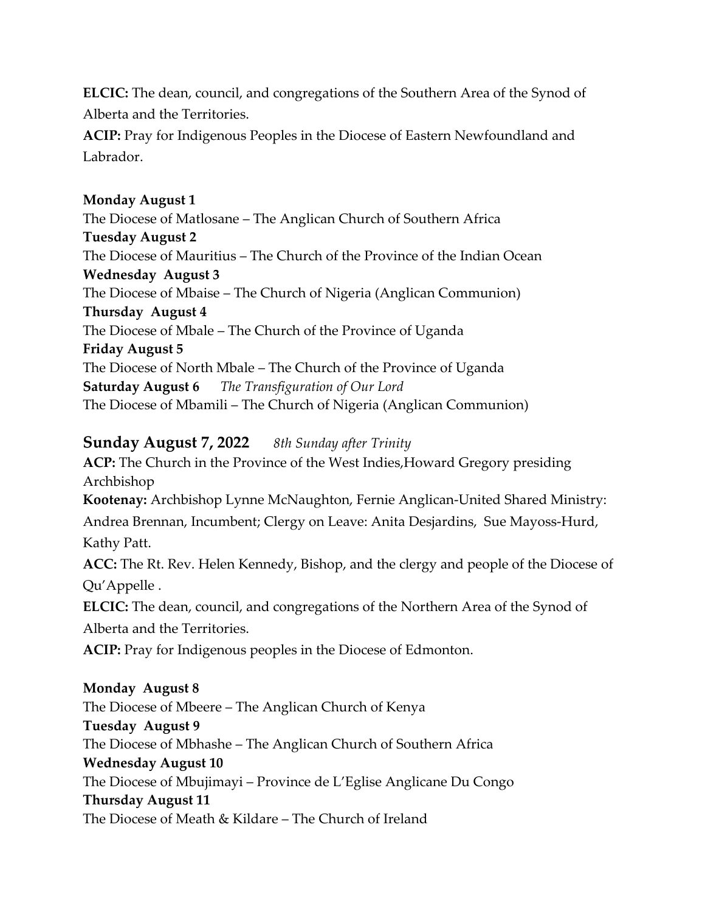**ELCIC:** The dean, council, and congregations of the Southern Area of the Synod of Alberta and the Territories.
**ACIP:** Pray for Indigenous Peoples in the Diocese of Eastern Newfoundland and Labrador.

**Monday August 1**
The Diocese of Matlosane – The Anglican Church of Southern Africa
**Tuesday August 2**
The Diocese of Mauritius – The Church of the Province of the Indian Ocean
**Wednesday August 3**
The Diocese of Mbaise – The Church of Nigeria (Anglican Communion)
**Thursday August 4**
The Diocese of Mbale – The Church of the Province of Uganda
**Friday August 5**
The Diocese of North Mbale – The Church of the Province of Uganda
**Saturday August 6** *The Transfiguration of Our Lord*
The Diocese of Mbamili – The Church of Nigeria (Anglican Communion)

## Sunday August 7, 2022 *8th Sunday after Trinity*

**ACP:** The Church in the Province of the West Indies,Howard Gregory presiding Archbishop
**Kootenay:** Archbishop Lynne McNaughton, Fernie Anglican-United Shared Ministry: Andrea Brennan, Incumbent; Clergy on Leave: Anita Desjardins, Sue Mayoss-Hurd, Kathy Patt.
**ACC:** The Rt. Rev. Helen Kennedy, Bishop, and the clergy and people of the Diocese of Qu'Appelle .
**ELCIC:** The dean, council, and congregations of the Northern Area of the Synod of Alberta and the Territories.
**ACIP:** Pray for Indigenous peoples in the Diocese of Edmonton.

**Monday August 8**
The Diocese of Mbeere – The Anglican Church of Kenya
**Tuesday August 9**
The Diocese of Mbhashe – The Anglican Church of Southern Africa
**Wednesday August 10**
The Diocese of Mbujimayi – Province de L'Eglise Anglicane Du Congo
**Thursday August 11**
The Diocese of Meath & Kildare – The Church of Ireland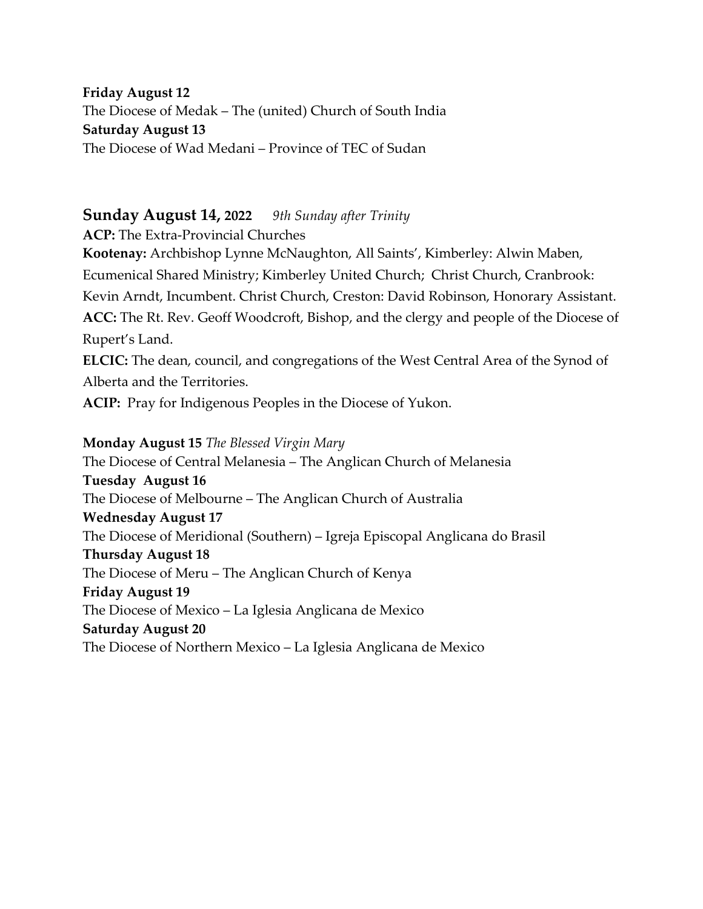**Friday August 12**
The Diocese of Medak – The (united) Church of South India
**Saturday August 13**
The Diocese of Wad Medani – Province of TEC of Sudan

## Sunday August 14, 2022 *9th Sunday after Trinity*

**ACP:** The Extra-Provincial Churches
**Kootenay:** Archbishop Lynne McNaughton, All Saints', Kimberley: Alwin Maben, Ecumenical Shared Ministry; Kimberley United Church; Christ Church, Cranbrook: Kevin Arndt, Incumbent. Christ Church, Creston: David Robinson, Honorary Assistant.
**ACC:** The Rt. Rev. Geoff Woodcroft, Bishop, and the clergy and people of the Diocese of Rupert's Land.
**ELCIC:** The dean, council, and congregations of the West Central Area of the Synod of Alberta and the Territories.
**ACIP:** Pray for Indigenous Peoples in the Diocese of Yukon.

**Monday August 15** *The Blessed Virgin Mary*
The Diocese of Central Melanesia – The Anglican Church of Melanesia
**Tuesday August 16**
The Diocese of Melbourne – The Anglican Church of Australia
**Wednesday August 17**
The Diocese of Meridional (Southern) – Igreja Episcopal Anglicana do Brasil
**Thursday August 18**
The Diocese of Meru – The Anglican Church of Kenya
**Friday August 19**
The Diocese of Mexico – La Iglesia Anglicana de Mexico
**Saturday August 20**
The Diocese of Northern Mexico – La Iglesia Anglicana de Mexico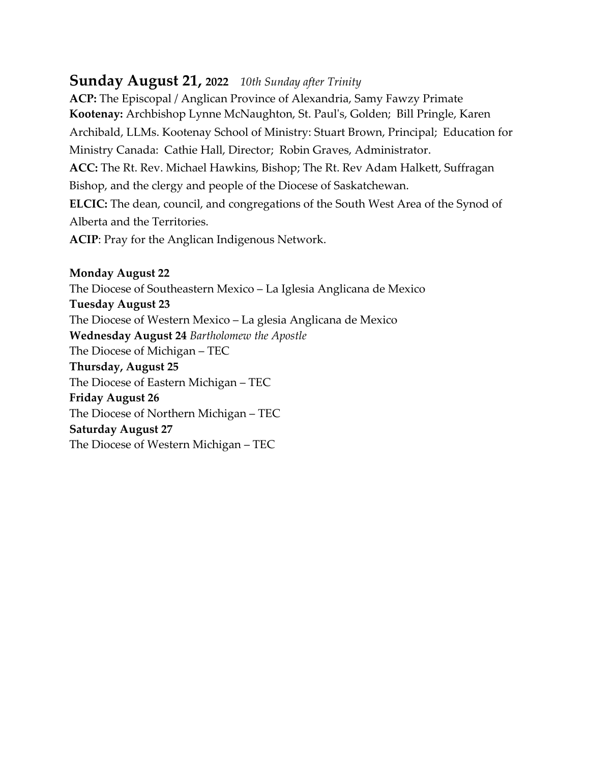## Sunday August 21, 2022 *10th Sunday after Trinity*

**ACP:** The Episcopal / Anglican Province of Alexandria, Samy Fawzy Primate
**Kootenay:** Archbishop Lynne McNaughton, St. Paul's, Golden; Bill Pringle, Karen Archibald, LLMs. Kootenay School of Ministry: Stuart Brown, Principal; Education for Ministry Canada: Cathie Hall, Director; Robin Graves, Administrator.
**ACC:** The Rt. Rev. Michael Hawkins, Bishop; The Rt. Rev Adam Halkett, Suffragan Bishop, and the clergy and people of the Diocese of Saskatchewan.
**ELCIC:** The dean, council, and congregations of the South West Area of the Synod of Alberta and the Territories.
**ACIP**: Pray for the Anglican Indigenous Network.

**Monday August 22**
The Diocese of Southeastern Mexico – La Iglesia Anglicana de Mexico
**Tuesday August 23**
The Diocese of Western Mexico – La glesia Anglicana de Mexico
**Wednesday August 24** *Bartholomew the Apostle*
The Diocese of Michigan – TEC
**Thursday, August 25**
The Diocese of Eastern Michigan – TEC
**Friday August 26**
The Diocese of Northern Michigan – TEC
**Saturday August 27**
The Diocese of Western Michigan – TEC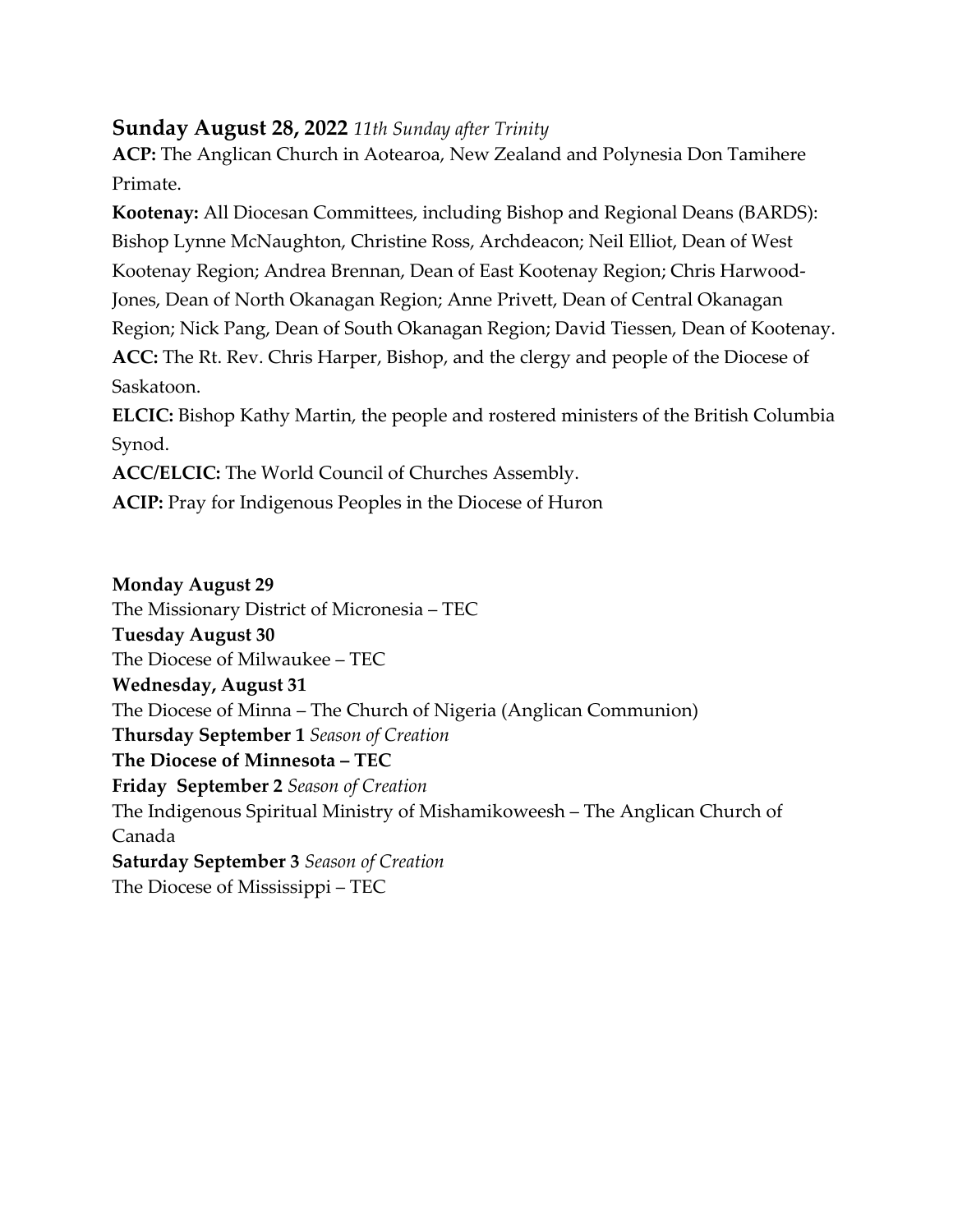## Sunday August 28, 2022 *11th Sunday after Trinity*

**ACP:** The Anglican Church in Aotearoa, New Zealand and Polynesia Don Tamihere Primate.

**Kootenay:** All Diocesan Committees, including Bishop and Regional Deans (BARDS): Bishop Lynne McNaughton, Christine Ross, Archdeacon; Neil Elliot, Dean of West Kootenay Region; Andrea Brennan, Dean of East Kootenay Region; Chris Harwood-Jones, Dean of North Okanagan Region; Anne Privett, Dean of Central Okanagan Region; Nick Pang, Dean of South Okanagan Region; David Tiessen, Dean of Kootenay.

**ACC:** The Rt. Rev. Chris Harper, Bishop, and the clergy and people of the Diocese of Saskatoon.

**ELCIC:** Bishop Kathy Martin, the people and rostered ministers of the British Columbia Synod.

**ACC/ELCIC:** The World Council of Churches Assembly.

**ACIP:** Pray for Indigenous Peoples in the Diocese of Huron

**Monday August 29**
The Missionary District of Micronesia – TEC

**Tuesday August 30**
The Diocese of Milwaukee – TEC

**Wednesday, August 31**
The Diocese of Minna – The Church of Nigeria (Anglican Communion)

**Thursday September 1** *Season of Creation*
**The Diocese of Minnesota – TEC**

**Friday September 2** *Season of Creation*
The Indigenous Spiritual Ministry of Mishamikoweesh – The Anglican Church of Canada

**Saturday September 3** *Season of Creation*
The Diocese of Mississippi – TEC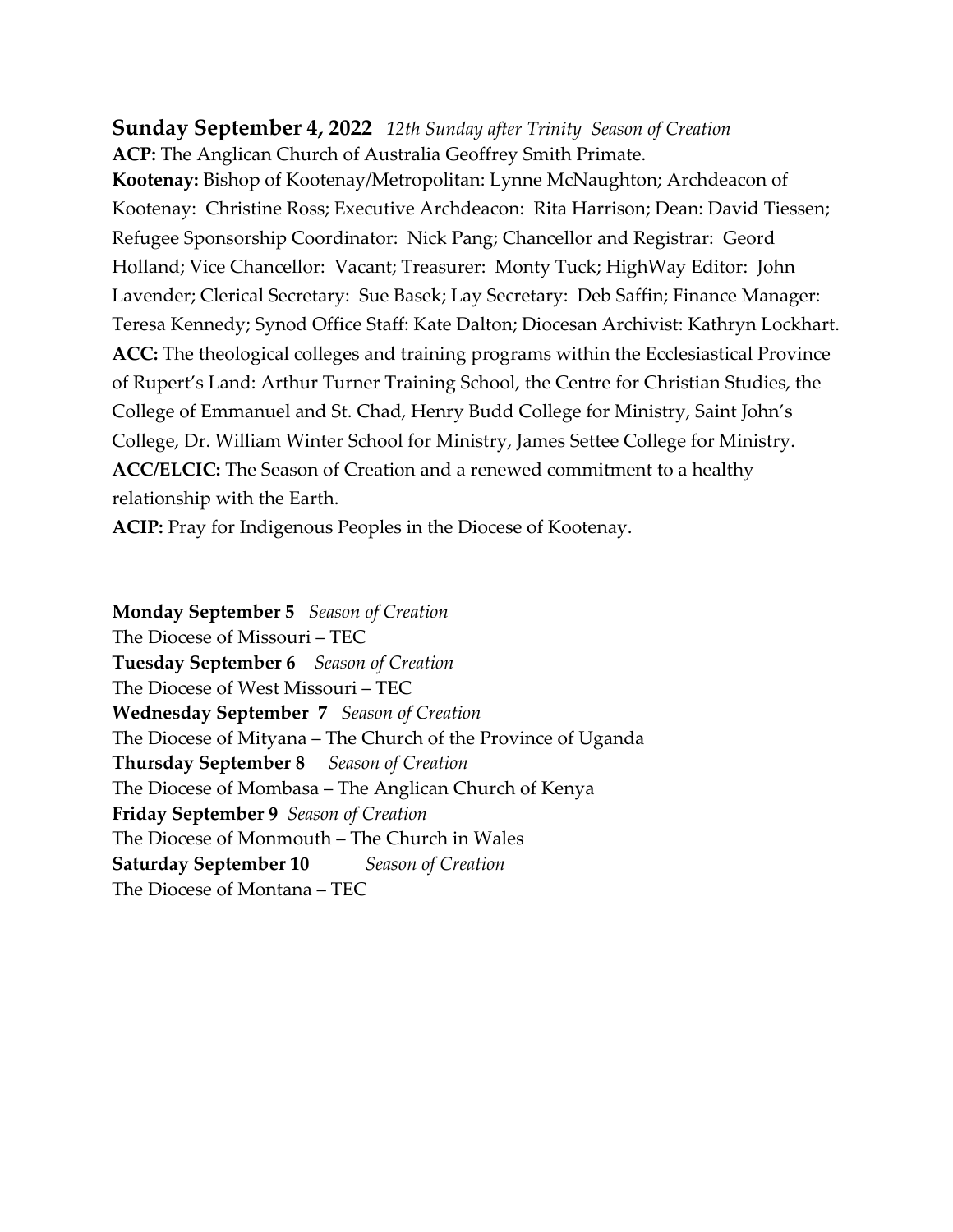**Sunday September 4, 2022** *12th Sunday after Trinity Season of Creation*
**ACP:** The Anglican Church of Australia Geoffrey Smith Primate.
**Kootenay:** Bishop of Kootenay/Metropolitan: Lynne McNaughton; Archdeacon of Kootenay: Christine Ross; Executive Archdeacon: Rita Harrison; Dean: David Tiessen; Refugee Sponsorship Coordinator: Nick Pang; Chancellor and Registrar: Geord Holland; Vice Chancellor: Vacant; Treasurer: Monty Tuck; HighWay Editor: John Lavender; Clerical Secretary: Sue Basek; Lay Secretary: Deb Saffin; Finance Manager: Teresa Kennedy; Synod Office Staff: Kate Dalton; Diocesan Archivist: Kathryn Lockhart.
**ACC:** The theological colleges and training programs within the Ecclesiastical Province of Rupert's Land: Arthur Turner Training School, the Centre for Christian Studies, the College of Emmanuel and St. Chad, Henry Budd College for Ministry, Saint John's College, Dr. William Winter School for Ministry, James Settee College for Ministry.
**ACC/ELCIC:** The Season of Creation and a renewed commitment to a healthy relationship with the Earth.
**ACIP:** Pray for Indigenous Peoples in the Diocese of Kootenay.

**Monday September 5** *Season of Creation*
The Diocese of Missouri – TEC
**Tuesday September 6** *Season of Creation*
The Diocese of West Missouri – TEC
**Wednesday September 7** *Season of Creation*
The Diocese of Mityana – The Church of the Province of Uganda
**Thursday September 8** *Season of Creation*
The Diocese of Mombasa – The Anglican Church of Kenya
**Friday September 9** *Season of Creation*
The Diocese of Monmouth – The Church in Wales
**Saturday September 10** *Season of Creation*
The Diocese of Montana – TEC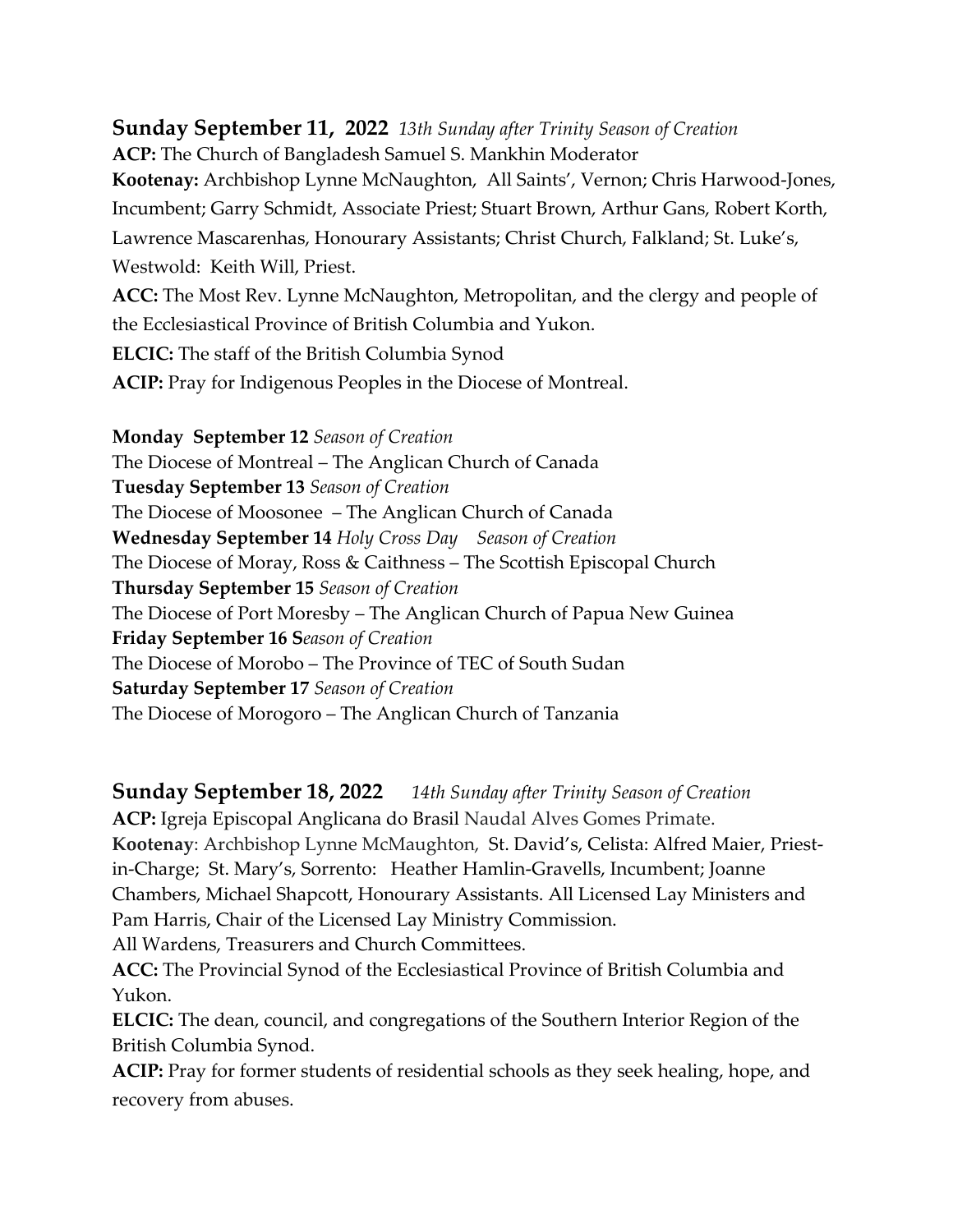### **Sunday September 11, 2022** *13th Sunday after Trinity Season of Creation*

**ACP:** The Church of Bangladesh Samuel S. Mankhin Moderator

**Kootenay:** Archbishop Lynne McNaughton, All Saints', Vernon; Chris Harwood-Jones, Incumbent; Garry Schmidt, Associate Priest; Stuart Brown, Arthur Gans, Robert Korth, Lawrence Mascarenhas, Honourary Assistants; Christ Church, Falkland; St. Luke's, Westwold: Keith Will, Priest.

**ACC:** The Most Rev. Lynne McNaughton, Metropolitan, and the clergy and people of the Ecclesiastical Province of British Columbia and Yukon.

**ELCIC:** The staff of the British Columbia Synod

**ACIP:** Pray for Indigenous Peoples in the Diocese of Montreal.

**Monday September 12** *Season of Creation*
The Diocese of Montreal – The Anglican Church of Canada

**Tuesday September 13** *Season of Creation*
The Diocese of Moosonee – The Anglican Church of Canada

**Wednesday September 14** *Holy Cross Day Season of Creation*
The Diocese of Moray, Ross & Caithness – The Scottish Episcopal Church

**Thursday September 15** *Season of Creation*
The Diocese of Port Moresby – The Anglican Church of Papua New Guinea

**Friday September 16** ***S****eason of Creation*
The Diocese of Morobo – The Province of TEC of South Sudan

**Saturday September 17** *Season of Creation*
The Diocese of Morogoro – The Anglican Church of Tanzania

### **Sunday September 18, 2022** *14th Sunday after Trinity Season of Creation*

**ACP:** Igreja Episcopal Anglicana do Brasil Naudal Alves Gomes Primate.

**Kootenay**: Archbishop Lynne McMaughton, St. David's, Celista: Alfred Maier, Priest-in-Charge; St. Mary's, Sorrento: Heather Hamlin-Gravells, Incumbent; Joanne Chambers, Michael Shapcott, Honourary Assistants. All Licensed Lay Ministers and Pam Harris, Chair of the Licensed Lay Ministry Commission.
All Wardens, Treasurers and Church Committees.

**ACC:** The Provincial Synod of the Ecclesiastical Province of British Columbia and Yukon.

**ELCIC:** The dean, council, and congregations of the Southern Interior Region of the British Columbia Synod.

**ACIP:** Pray for former students of residential schools as they seek healing, hope, and recovery from abuses.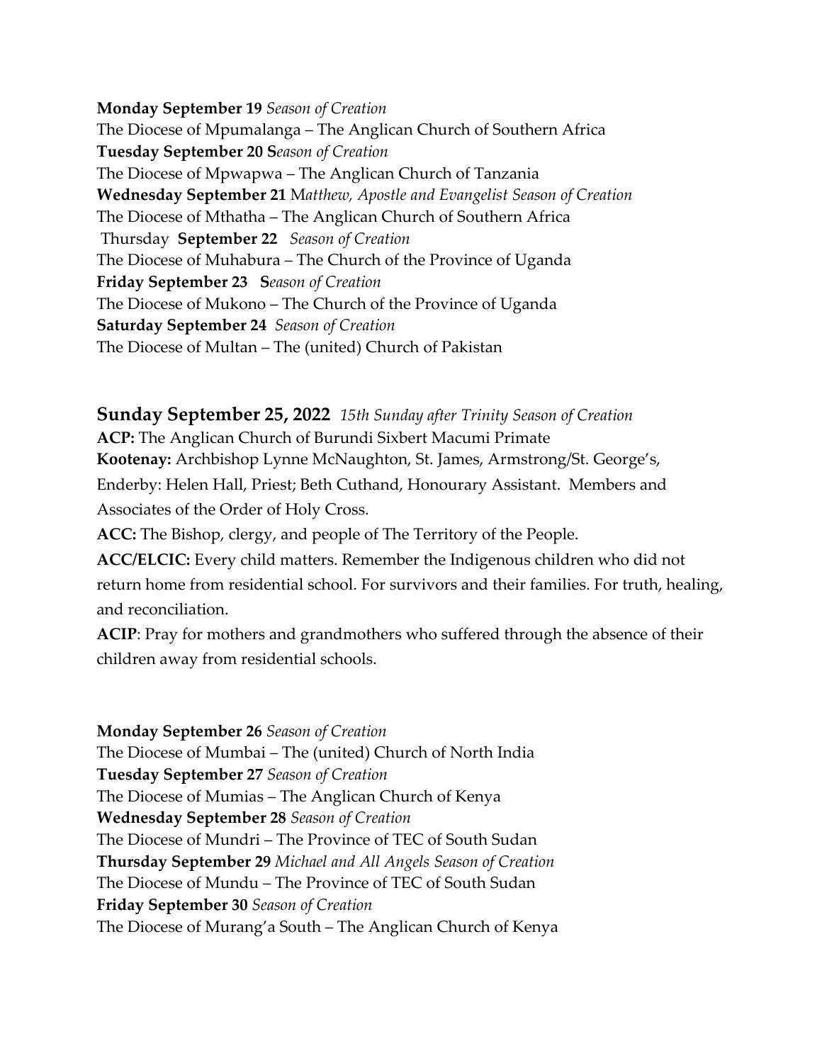**Monday September 19** *Season of Creation*
The Diocese of Mpumalanga – The Anglican Church of Southern Africa
**Tuesday September 20 S***eason of Creation*
The Diocese of Mpwapwa – The Anglican Church of Tanzania
**Wednesday September 21** M*atthew, Apostle and Evangelist Season of Creation*
The Diocese of Mthatha – The Anglican Church of Southern Africa
Thursday **September 22** *Season of Creation*
The Diocese of Muhabura – The Church of the Province of Uganda
**Friday September 23 S***eason of Creation*
The Diocese of Mukono – The Church of the Province of Uganda
**Saturday September 24** *Season of Creation*
The Diocese of Multan – The (united) Church of Pakistan

**Sunday September 25, 2022** *15th Sunday after Trinity Season of Creation*
**ACP:** The Anglican Church of Burundi Sixbert Macumi Primate
**Kootenay:** Archbishop Lynne McNaughton, St. James, Armstrong/St. George's, Enderby: Helen Hall, Priest; Beth Cuthand, Honourary Assistant. Members and Associates of the Order of Holy Cross.
**ACC:** The Bishop, clergy, and people of The Territory of the People.
**ACC/ELCIC:** Every child matters. Remember the Indigenous children who did not return home from residential school. For survivors and their families. For truth, healing, and reconciliation.
**ACIP**: Pray for mothers and grandmothers who suffered through the absence of their children away from residential schools.

**Monday September 26** *Season of Creation*
The Diocese of Mumbai – The (united) Church of North India
**Tuesday September 27** *Season of Creation*
The Diocese of Mumias – The Anglican Church of Kenya
**Wednesday September 28** *Season of Creation*
The Diocese of Mundri – The Province of TEC of South Sudan
**Thursday September 29** *Michael and All Angels Season of Creation*
The Diocese of Mundu – The Province of TEC of South Sudan
**Friday September 30** *Season of Creation*
The Diocese of Murang'a South – The Anglican Church of Kenya